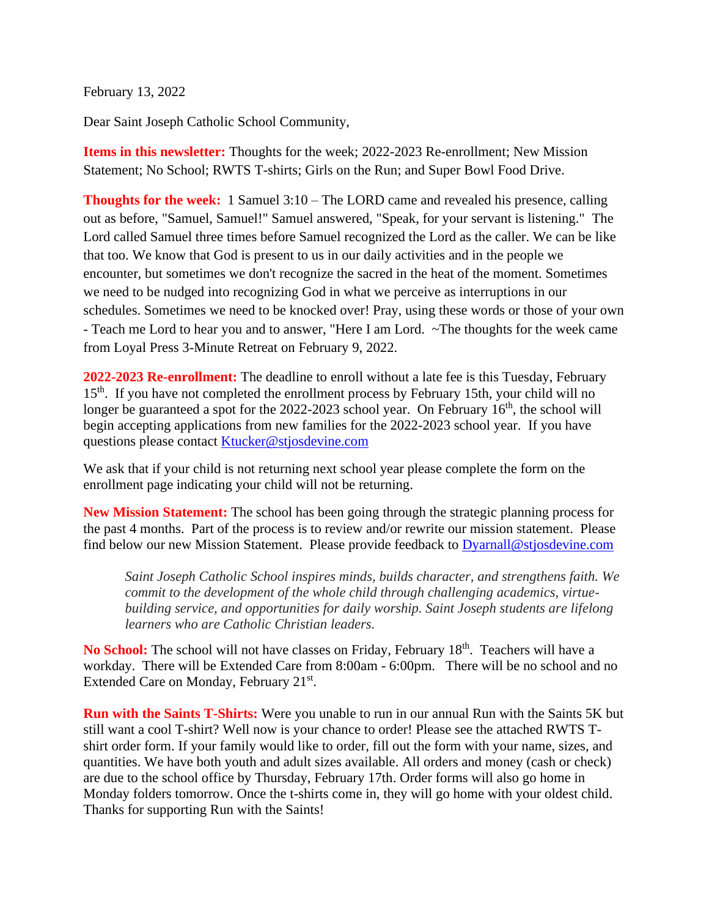February 13, 2022

Dear Saint Joseph Catholic School Community,

**Items in this newsletter:** Thoughts for the week; 2022-2023 Re-enrollment; New Mission Statement; No School; RWTS T-shirts; Girls on the Run; and Super Bowl Food Drive.

**Thoughts for the week:** 1 Samuel 3:10 – The LORD came and revealed his presence, calling out as before, "Samuel, Samuel!" Samuel answered, "Speak, for your servant is listening." The Lord called Samuel three times before Samuel recognized the Lord as the caller. We can be like that too. We know that God is present to us in our daily activities and in the people we encounter, but sometimes we don't recognize the sacred in the heat of the moment. Sometimes we need to be nudged into recognizing God in what we perceive as interruptions in our schedules. Sometimes we need to be knocked over! Pray, using these words or those of your own - Teach me Lord to hear you and to answer, "Here I am Lord. ~The thoughts for the week came from Loyal Press 3-Minute Retreat on February 9, 2022.

**2022-2023 Re-enrollment:** The deadline to enroll without a late fee is this Tuesday, February 15th. If you have not completed the enrollment process by February 15th, your child will no longer be guaranteed a spot for the 2022-2023 school year. On February 16th, the school will begin accepting applications from new families for the 2022-2023 school year. If you have questions please contact Ktucker@stjosdevine.com

We ask that if your child is not returning next school year please complete the form on the enrollment page indicating your child will not be returning.

**New Mission Statement:** The school has been going through the strategic planning process for the past 4 months. Part of the process is to review and/or rewrite our mission statement. Please find below our new Mission Statement. Please provide feedback to Dyarnall@stjosdevine.com

> *Saint Joseph Catholic School inspires minds, builds character, and strengthens faith. We commit to the development of the whole child through challenging academics, virtue-building service, and opportunities for daily worship. Saint Joseph students are lifelong learners who are Catholic Christian leaders.*

**No School:** The school will not have classes on Friday, February 18th. Teachers will have a workday. There will be Extended Care from 8:00am - 6:00pm. There will be no school and no Extended Care on Monday, February 21st.

**Run with the Saints T-Shirts:** Were you unable to run in our annual Run with the Saints 5K but still want a cool T-shirt? Well now is your chance to order! Please see the attached RWTS T-shirt order form. If your family would like to order, fill out the form with your name, sizes, and quantities. We have both youth and adult sizes available. All orders and money (cash or check) are due to the school office by Thursday, February 17th. Order forms will also go home in Monday folders tomorrow. Once the t-shirts come in, they will go home with your oldest child. Thanks for supporting Run with the Saints!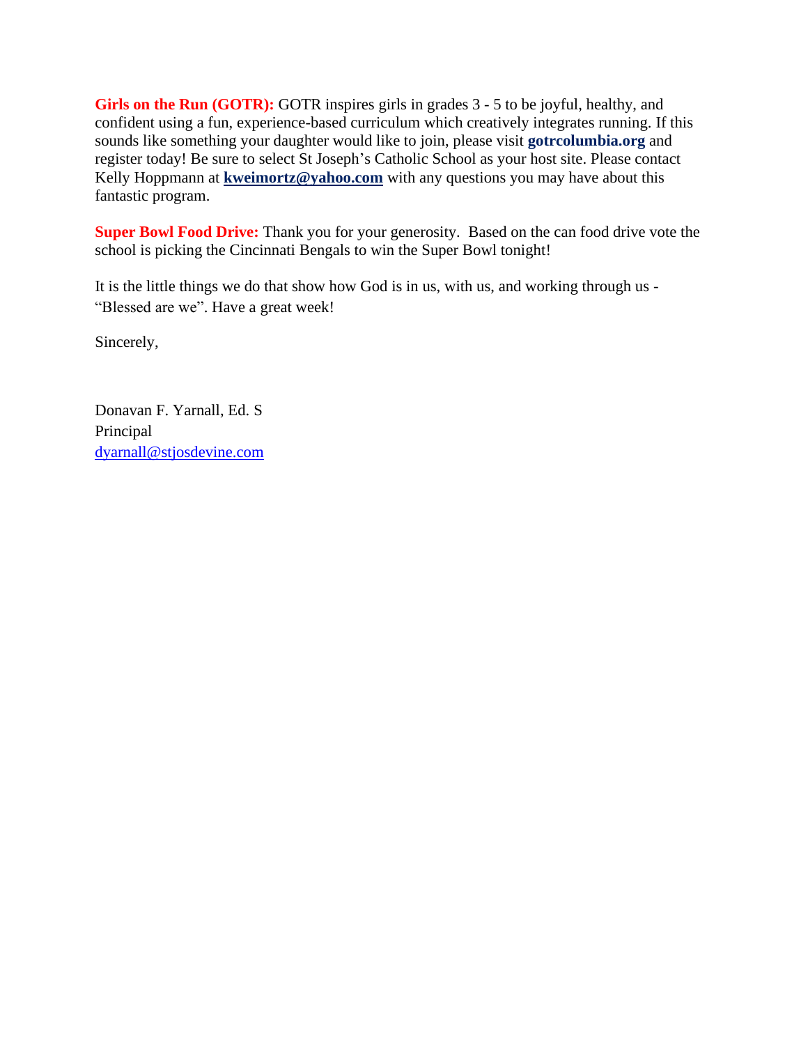**Girls on the Run (GOTR):** GOTR inspires girls in grades 3 - 5 to be joyful, healthy, and confident using a fun, experience-based curriculum which creatively integrates running. If this sounds like something your daughter would like to join, please visit **gotrcolumbia.org** and register today! Be sure to select St Joseph's Catholic School as your host site. Please contact Kelly Hoppmann at **kweimortz@yahoo.com** with any questions you may have about this fantastic program.

**Super Bowl Food Drive:** Thank you for your generosity. Based on the can food drive vote the school is picking the Cincinnati Bengals to win the Super Bowl tonight!

It is the little things we do that show how God is in us, with us, and working through us - "Blessed are we". Have a great week!

Sincerely,

Donavan F. Yarnall, Ed. S
Principal
dyarnall@stjosdevine.com